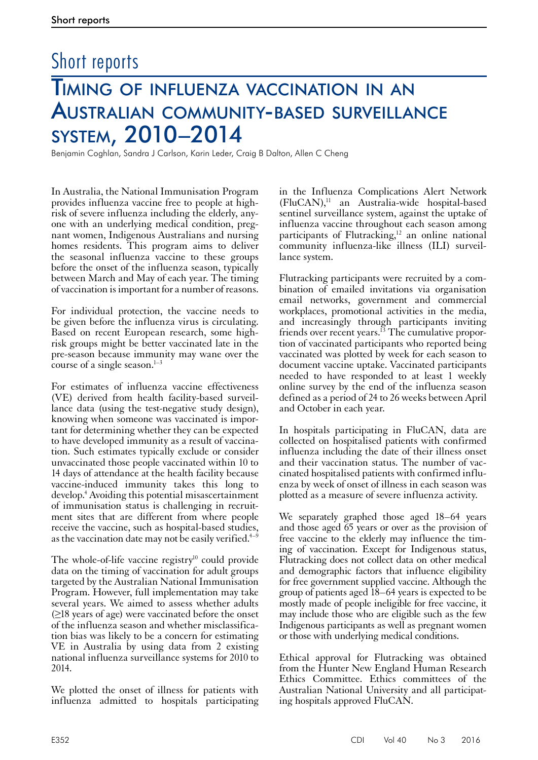# Short reports

## Timing of influenza vaccination in an Australian community-based surveillance system, 2010–2014

Benjamin Coghlan, Sandra J Carlson, Karin Leder, Craig B Dalton, Allen C Cheng

In Australia, the National Immunisation Program provides influenza vaccine free to people at high-risk of severe influenza including the elderly, anyone with an underlying medical condition, pregnant women, Indigenous Australians and nursing homes residents. This program aims to deliver the seasonal influenza vaccine to these groups before the onset of the influenza season, typically between March and May of each year. The timing of vaccination is important for a number of reasons.

For individual protection, the vaccine needs to be given before the influenza virus is circulating. Based on recent European research, some high-risk groups might be better vaccinated late in the pre-season because immunity may wane over the course of a single season.[1–3]

For estimates of influenza vaccine effectiveness (VE) derived from health facility-based surveillance data (using the test-negative study design), knowing when someone was vaccinated is important for determining whether they can be expected to have developed immunity as a result of vaccination. Such estimates typically exclude or consider unvaccinated those people vaccinated within 10 to 14 days of attendance at the health facility because vaccine-induced immunity takes this long to develop.[4] Avoiding this potential misascertainment of immunisation status is challenging in recruitment sites that are different from where people receive the vaccine, such as hospital-based studies, as the vaccination date may not be easily verified.[4–9]

The whole-of-life vaccine registry[10] could provide data on the timing of vaccination for adult groups targeted by the Australian National Immunisation Program. However, full implementation may take several years. We aimed to assess whether adults (≥18 years of age) were vaccinated before the onset of the influenza season and whether misclassification bias was likely to be a concern for estimating VE in Australia by using data from 2 existing national influenza surveillance systems for 2010 to 2014.

We plotted the onset of illness for patients with influenza admitted to hospitals participating in the Influenza Complications Alert Network (FluCAN),[11] an Australia-wide hospital-based sentinel surveillance system, against the uptake of influenza vaccine throughout each season among participants of Flutracking,[12] an online national community influenza-like illness (ILI) surveillance system.

Flutracking participants were recruited by a combination of emailed invitations via organisation email networks, government and commercial workplaces, promotional activities in the media, and increasingly through participants inviting friends over recent years.[13] The cumulative proportion of vaccinated participants who reported being vaccinated was plotted by week for each season to document vaccine uptake. Vaccinated participants needed to have responded to at least 1 weekly online survey by the end of the influenza season defined as a period of 24 to 26 weeks between April and October in each year.

In hospitals participating in FluCAN, data are collected on hospitalised patients with confirmed influenza including the date of their illness onset and their vaccination status. The number of vaccinated hospitalised patients with confirmed influenza by week of onset of illness in each season was plotted as a measure of severe influenza activity.

We separately graphed those aged 18–64 years and those aged 65 years or over as the provision of free vaccine to the elderly may influence the timing of vaccination. Except for Indigenous status, Flutracking does not collect data on other medical and demographic factors that influence eligibility for free government supplied vaccine. Although the group of patients aged 18–64 years is expected to be mostly made of people ineligible for free vaccine, it may include those who are eligible such as the few Indigenous participants as well as pregnant women or those with underlying medical conditions.

Ethical approval for Flutracking was obtained from the Hunter New England Human Research Ethics Committee. Ethics committees of the Australian National University and all participating hospitals approved FluCAN.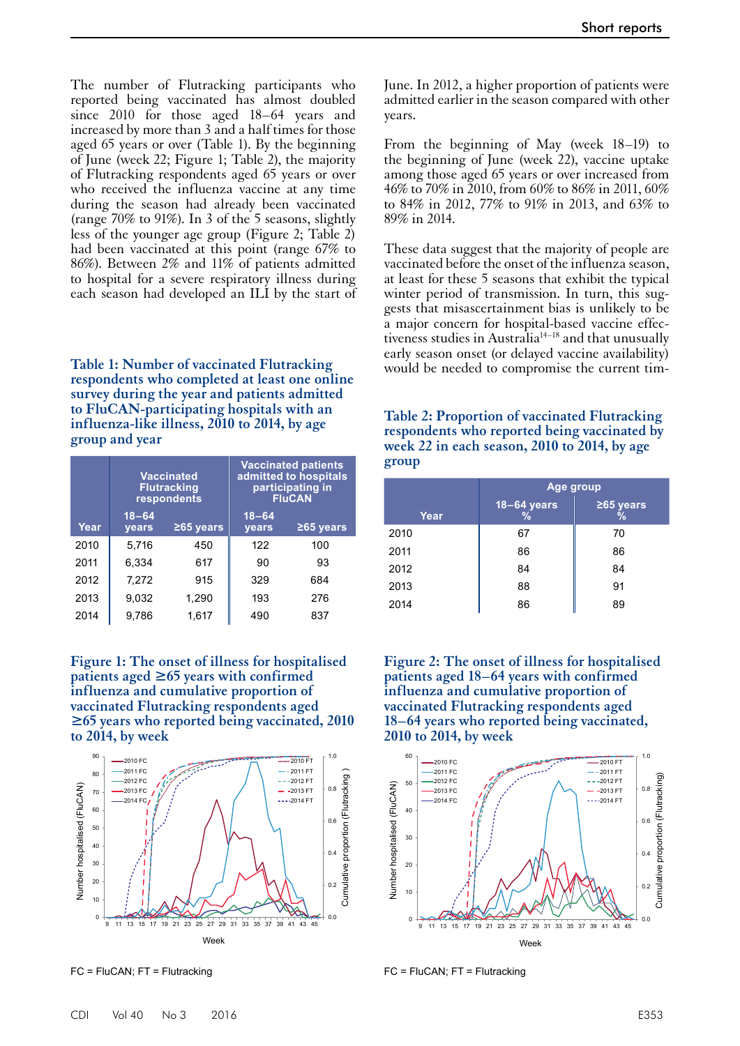The number of Flutracking participants who reported being vaccinated has almost doubled since 2010 for those aged 18–64 years and increased by more than 3 and a half times for those aged 65 years or over (Table 1). By the beginning of June (week 22; Figure 1; Table 2), the majority of Flutracking respondents aged 65 years or over who received the influenza vaccine at any time during the season had already been vaccinated (range 70% to 91%). In 3 of the 5 seasons, slightly less of the younger age group (Figure 2; Table 2) had been vaccinated at this point (range 67% to 86%). Between 2% and 11% of patients admitted to hospital for a severe respiratory illness during each season had developed an ILI by the start of June. In 2012, a higher proportion of patients were admitted earlier in the season compared with other years.

From the beginning of May (week 18–19) to the beginning of June (week 22), vaccine uptake among those aged 65 years or over increased from 46% to 70% in 2010, from 60% to 86% in 2011, 60% to 84% in 2012, 77% to 91% in 2013, and 63% to 89% in 2014.

These data suggest that the majority of people are vaccinated before the onset of the influenza season, at least for these 5 seasons that exhibit the typical winter period of transmission. In turn, this suggests that misascertainment bias is unlikely to be a major concern for hospital-based vaccine effectiveness studies in Australia[14–18] and that unusually early season onset (or delayed vaccine availability) would be needed to compromise the current tim-

**Table 1: Number of vaccinated Flutracking respondents who completed at least one online survey during the year and patients admitted to FluCAN-participating hospitals with an influenza-like illness, 2010 to 2014, by age group and year**

| Year | Vaccinated Flutracking respondents | | Vaccinated patients admitted to hospitals participating in FluCAN | |
|---|---|---|---|---|
| | 18–64 years | ≥65 years | 18–64 years | ≥65 years |
| 2010 | 5,716 | 450 | 122 | 100 |
| 2011 | 6,334 | 617 | 90 | 93 |
| 2012 | 7,272 | 915 | 329 | 684 |
| 2013 | 9,032 | 1,290 | 193 | 276 |
| 2014 | 9,786 | 1,617 | 490 | 837 |

**Table 2: Proportion of vaccinated Flutracking respondents who reported being vaccinated by week 22 in each season, 2010 to 2014, by age group**

| Year | Age group | |
|---|---|---|
| | 18–64 years % | ≥65 years % |
| 2010 | 67 | 70 |
| 2011 | 86 | 86 |
| 2012 | 84 | 84 |
| 2013 | 88 | 91 |
| 2014 | 86 | 89 |

**Figure 1: The onset of illness for hospitalised patients aged ≥65 years with confirmed influenza and cumulative proportion of vaccinated Flutracking respondents aged ≥65 years who reported being vaccinated, 2010 to 2014, by week**

FC = FluCAN; FT = Flutracking

**Figure 2: The onset of illness for hospitalised patients aged 18–64 years with confirmed influenza and cumulative proportion of vaccinated Flutracking respondents aged 18–64 years who reported being vaccinated, 2010 to 2014, by week**

FC = FluCAN; FT = Flutracking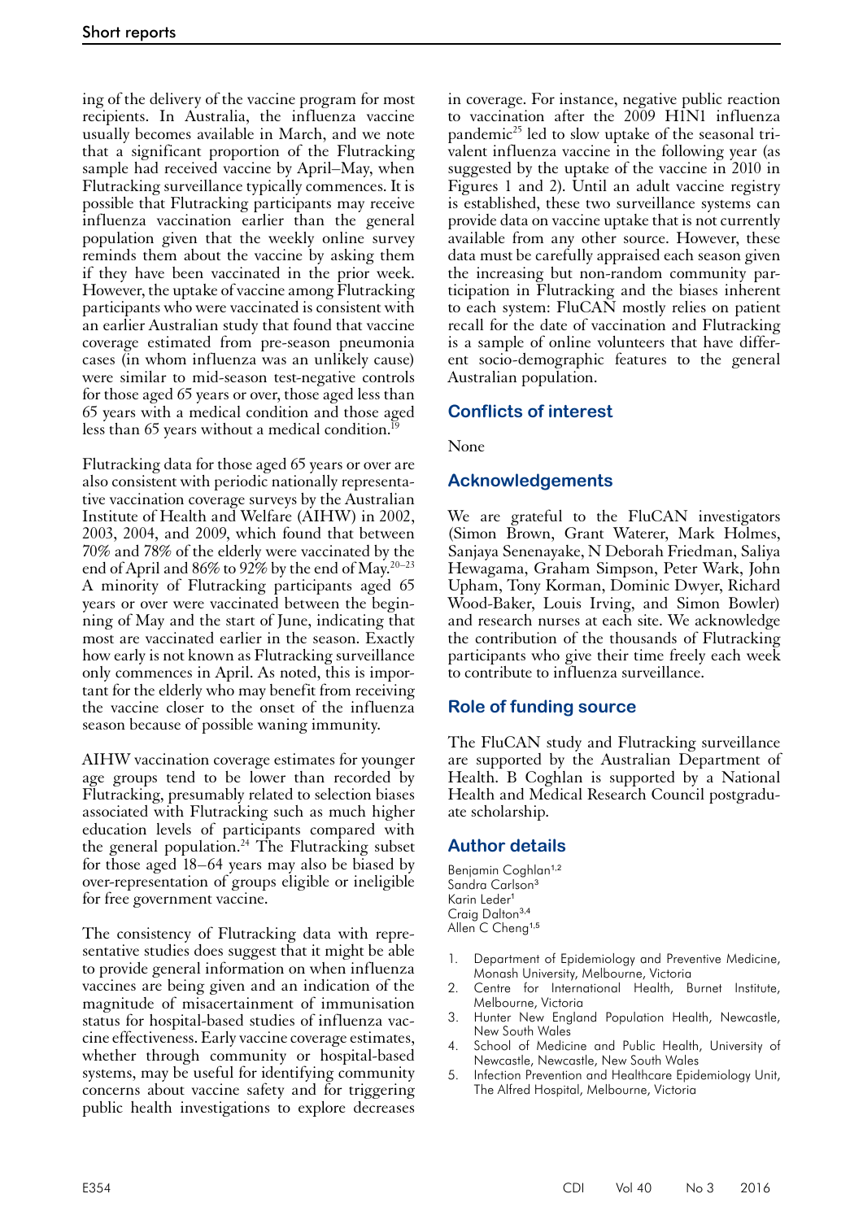ing of the delivery of the vaccine program for most recipients. In Australia, the influenza vaccine usually becomes available in March, and we note that a significant proportion of the Flutracking sample had received vaccine by April–May, when Flutracking surveillance typically commences. It is possible that Flutracking participants may receive influenza vaccination earlier than the general population given that the weekly online survey reminds them about the vaccine by asking them if they have been vaccinated in the prior week. However, the uptake of vaccine among Flutracking participants who were vaccinated is consistent with an earlier Australian study that found that vaccine coverage estimated from pre-season pneumonia cases (in whom influenza was an unlikely cause) were similar to mid-season test-negative controls for those aged 65 years or over, those aged less than 65 years with a medical condition and those aged less than 65 years without a medical condition.[19]

Flutracking data for those aged 65 years or over are also consistent with periodic nationally representative vaccination coverage surveys by the Australian Institute of Health and Welfare (AIHW) in 2002, 2003, 2004, and 2009, which found that between 70% and 78% of the elderly were vaccinated by the end of April and 86% to 92% by the end of May.[20–23] A minority of Flutracking participants aged 65 years or over were vaccinated between the beginning of May and the start of June, indicating that most are vaccinated earlier in the season. Exactly how early is not known as Flutracking surveillance only commences in April. As noted, this is important for the elderly who may benefit from receiving the vaccine closer to the onset of the influenza season because of possible waning immunity.

AIHW vaccination coverage estimates for younger age groups tend to be lower than recorded by Flutracking, presumably related to selection biases associated with Flutracking such as much higher education levels of participants compared with the general population.[24] The Flutracking subset for those aged 18–64 years may also be biased by over-representation of groups eligible or ineligible for free government vaccine.

The consistency of Flutracking data with representative studies does suggest that it might be able to provide general information on when influenza vaccines are being given and an indication of the magnitude of misacertainment of immunisation status for hospital-based studies of influenza vaccine effectiveness. Early vaccine coverage estimates, whether through community or hospital-based systems, may be useful for identifying community concerns about vaccine safety and for triggering public health investigations to explore decreases in coverage. For instance, negative public reaction to vaccination after the 2009 H1N1 influenza pandemic[25] led to slow uptake of the seasonal trivalent influenza vaccine in the following year (as suggested by the uptake of the vaccine in 2010 in Figures 1 and 2). Until an adult vaccine registry is established, these two surveillance systems can provide data on vaccine uptake that is not currently available from any other source. However, these data must be carefully appraised each season given the increasing but non-random community participation in Flutracking and the biases inherent to each system: FluCAN mostly relies on patient recall for the date of vaccination and Flutracking is a sample of online volunteers that have different socio-demographic features to the general Australian population.

## Conflicts of interest

None

## Acknowledgements

We are grateful to the FluCAN investigators (Simon Brown, Grant Waterer, Mark Holmes, Sanjaya Senenayake, N Deborah Friedman, Saliya Hewagama, Graham Simpson, Peter Wark, John Upham, Tony Korman, Dominic Dwyer, Richard Wood-Baker, Louis Irving, and Simon Bowler) and research nurses at each site. We acknowledge the contribution of the thousands of Flutracking participants who give their time freely each week to contribute to influenza surveillance.

## Role of funding source

The FluCAN study and Flutracking surveillance are supported by the Australian Department of Health. B Coghlan is supported by a National Health and Medical Research Council postgraduate scholarship.

## Author details

Benjamin Coghlan[1,2]
Sandra Carlson[3]
Karin Leder[1]
Craig Dalton[3,4]
Allen C Cheng[1,5]

1. Department of Epidemiology and Preventive Medicine, Monash University, Melbourne, Victoria
2. Centre for International Health, Burnet Institute, Melbourne, Victoria
3. Hunter New England Population Health, Newcastle, New South Wales
4. School of Medicine and Public Health, University of Newcastle, Newcastle, New South Wales
5. Infection Prevention and Healthcare Epidemiology Unit, The Alfred Hospital, Melbourne, Victoria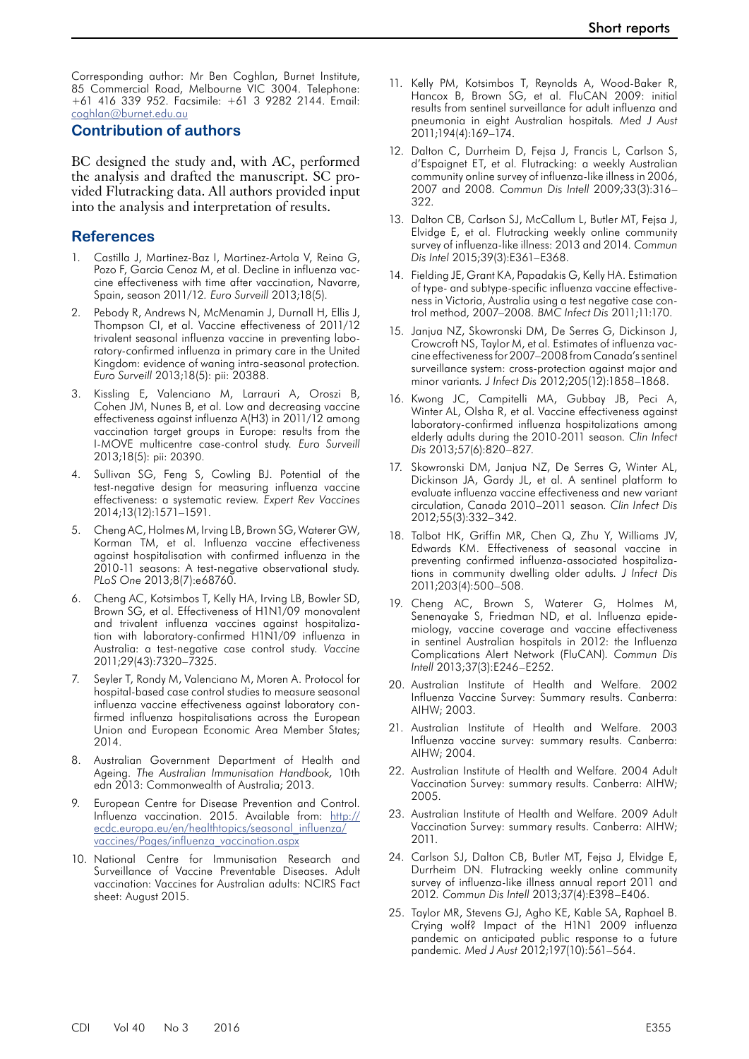Corresponding author: Mr Ben Coghlan, Burnet Institute, 85 Commercial Road, Melbourne VIC 3004. Telephone: +61 416 339 952. Facsimile: +61 3 9282 2144. Email: coghlan@burnet.edu.au

## Contribution of authors

BC designed the study and, with AC, performed the analysis and drafted the manuscript. SC provided Flutracking data. All authors provided input into the analysis and interpretation of results.

## References

1. Castilla J, Martinez-Baz I, Martinez-Artola V, Reina G, Pozo F, Garcia Cenoz M, et al. Decline in influenza vaccine effectiveness with time after vaccination, Navarre, Spain, season 2011/12. *Euro Surveill* 2013;18(5).
2. Pebody R, Andrews N, McMenamin J, Durnall H, Ellis J, Thompson CI, et al. Vaccine effectiveness of 2011/12 trivalent seasonal influenza vaccine in preventing laboratory-confirmed influenza in primary care in the United Kingdom: evidence of waning intra-seasonal protection. *Euro Surveill* 2013;18(5): pii: 20388.
3. Kissling E, Valenciano M, Larrauri A, Oroszi B, Cohen JM, Nunes B, et al. Low and decreasing vaccine effectiveness against influenza A(H3) in 2011/12 among vaccination target groups in Europe: results from the I-MOVE multicentre case-control study. *Euro Surveill* 2013;18(5): pii: 20390.
4. Sullivan SG, Feng S, Cowling BJ. Potential of the test-negative design for measuring influenza vaccine effectiveness: a systematic review. *Expert Rev Vaccines* 2014;13(12):1571–1591.
5. Cheng AC, Holmes M, Irving LB, Brown SG, Waterer GW, Korman TM, et al. Influenza vaccine effectiveness against hospitalisation with confirmed influenza in the 2010-11 seasons: A test-negative observational study. *PLoS One* 2013;8(7):e68760.
6. Cheng AC, Kotsimbos T, Kelly HA, Irving LB, Bowler SD, Brown SG, et al. Effectiveness of H1N1/09 monovalent and trivalent influenza vaccines against hospitalization with laboratory-confirmed H1N1/09 influenza in Australia: a test-negative case control study. *Vaccine* 2011;29(43):7320–7325.
7. Seyler T, Rondy M, Valenciano M, Moren A. Protocol for hospital-based case control studies to measure seasonal influenza vaccine effectiveness against laboratory confirmed influenza hospitalisations across the European Union and European Economic Area Member States; 2014.
8. Australian Government Department of Health and Ageing. *The Australian Immunisation Handbook,* 10th edn 2013: Commonwealth of Australia; 2013.
9. European Centre for Disease Prevention and Control. Influenza vaccination. 2015. Available from: http://ecdc.europa.eu/en/healthtopics/seasonal_influenza/vaccines/Pages/influenza_vaccination.aspx
10. National Centre for Immunisation Research and Surveillance of Vaccine Preventable Diseases. Adult vaccination: Vaccines for Australian adults: NCIRS Fact sheet: August 2015.
11. Kelly PM, Kotsimbos T, Reynolds A, Wood-Baker R, Hancox B, Brown SG, et al. FluCAN 2009: initial results from sentinel surveillance for adult influenza and pneumonia in eight Australian hospitals. *Med J Aust* 2011;194(4):169–174.
12. Dalton C, Durrheim D, Fejsa J, Francis L, Carlson S, d'Espaignet ET, et al. Flutracking: a weekly Australian community online survey of influenza-like illness in 2006, 2007 and 2008. *Commun Dis Intell* 2009;33(3):316–322.
13. Dalton CB, Carlson SJ, McCallum L, Butler MT, Fejsa J, Elvidge E, et al. Flutracking weekly online community survey of influenza-like illness: 2013 and 2014. *Commun Dis Intel* 2015;39(3):E361–E368.
14. Fielding JE, Grant KA, Papadakis G, Kelly HA. Estimation of type- and subtype-specific influenza vaccine effectiveness in Victoria, Australia using a test negative case control method, 2007–2008. *BMC Infect Dis* 2011;11:170.
15. Janjua NZ, Skowronski DM, De Serres G, Dickinson J, Crowcroft NS, Taylor M, et al. Estimates of influenza vaccine effectiveness for 2007–2008 from Canada's sentinel surveillance system: cross-protection against major and minor variants. *J Infect Dis* 2012;205(12):1858–1868.
16. Kwong JC, Campitelli MA, Gubbay JB, Peci A, Winter AL, Olsha R, et al. Vaccine effectiveness against laboratory-confirmed influenza hospitalizations among elderly adults during the 2010-2011 season. *Clin Infect Dis* 2013;57(6):820–827.
17. Skowronski DM, Janjua NZ, De Serres G, Winter AL, Dickinson JA, Gardy JL, et al. A sentinel platform to evaluate influenza vaccine effectiveness and new variant circulation, Canada 2010–2011 season. *Clin Infect Dis* 2012;55(3):332–342.
18. Talbot HK, Griffin MR, Chen Q, Zhu Y, Williams JV, Edwards KM. Effectiveness of seasonal vaccine in preventing confirmed influenza-associated hospitalizations in community dwelling older adults. *J Infect Dis* 2011;203(4):500–508.
19. Cheng AC, Brown S, Waterer G, Holmes M, Senenayake S, Friedman ND, et al. Influenza epidemiology, vaccine coverage and vaccine effectiveness in sentinel Australian hospitals in 2012: the Influenza Complications Alert Network (FluCAN). *Commun Dis Intell* 2013;37(3):E246–E252.
20. Australian Institute of Health and Welfare. 2002 Influenza Vaccine Survey: Summary results. Canberra: AIHW; 2003.
21. Australian Institute of Health and Welfare. 2003 Influenza vaccine survey: summary results. Canberra: AIHW; 2004.
22. Australian Institute of Health and Welfare. 2004 Adult Vaccination Survey: summary results. Canberra: AIHW; 2005.
23. Australian Institute of Health and Welfare. 2009 Adult Vaccination Survey: summary results. Canberra: AIHW; 2011.
24. Carlson SJ, Dalton CB, Butler MT, Fejsa J, Elvidge E, Durrheim DN. Flutracking weekly online community survey of influenza-like illness annual report 2011 and 2012. *Commun Dis Intell* 2013;37(4):E398–E406.
25. Taylor MR, Stevens GJ, Agho KE, Kable SA, Raphael B. Crying wolf? Impact of the H1N1 2009 influenza pandemic on anticipated public response to a future pandemic. *Med J Aust* 2012;197(10):561–564.